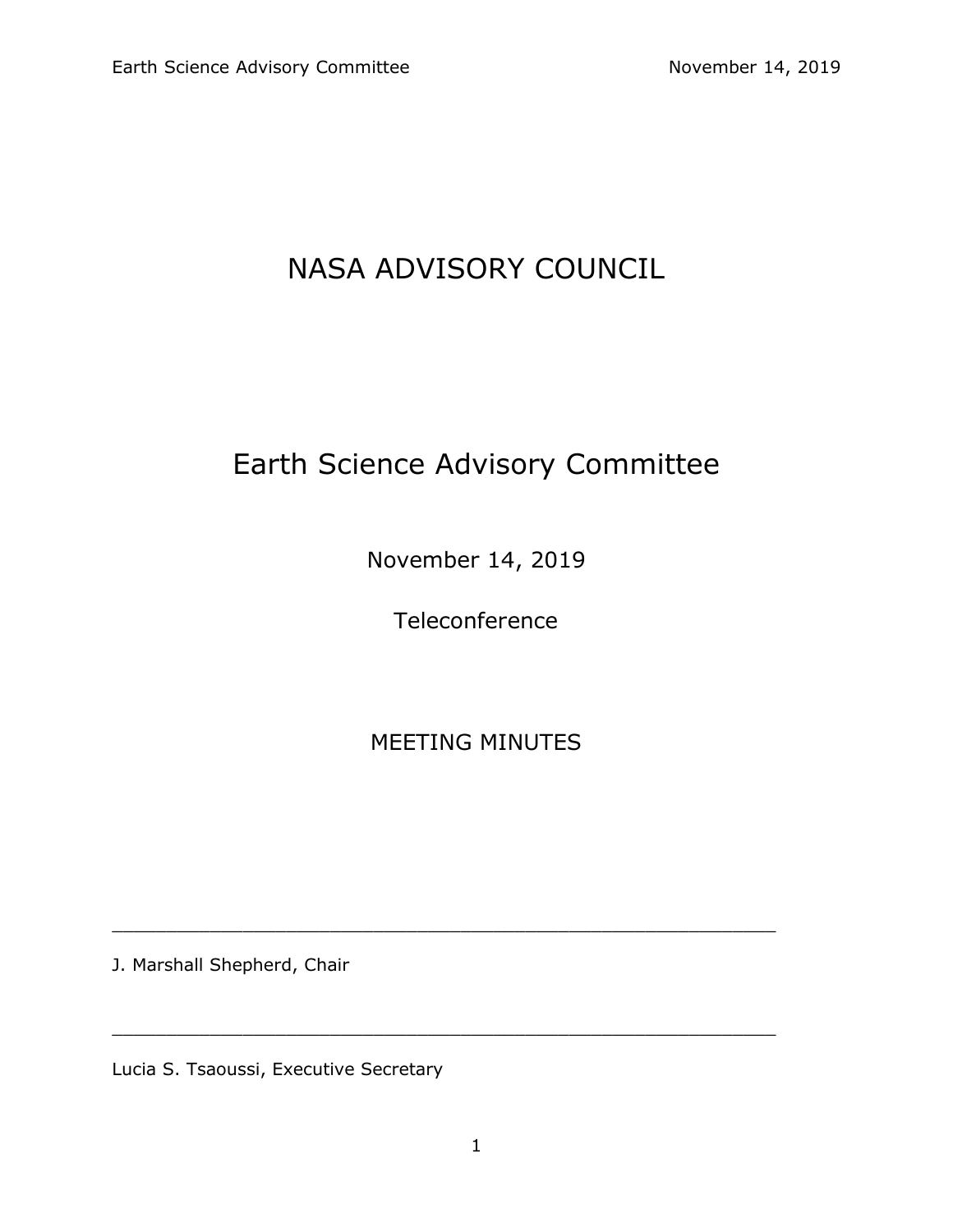# NASA ADVISORY COUNCIL

## Earth Science Advisory Committee

November 14, 2019

Teleconference

MEETING MINUTES

\_\_\_\_\_\_\_\_\_\_\_\_\_\_\_\_\_\_\_\_\_\_\_\_\_\_\_\_\_\_\_\_\_\_\_\_\_\_\_\_\_\_\_\_\_\_\_\_\_\_\_\_\_\_\_\_

J. Marshall Shepherd, Chair

\_\_\_\_\_\_\_\_\_\_\_\_\_\_\_\_\_\_\_\_\_\_\_\_\_\_\_\_\_\_\_\_\_\_\_\_\_\_\_\_\_\_\_\_\_\_\_\_\_\_\_\_\_\_\_\_

Lucia S. Tsaoussi, Executive Secretary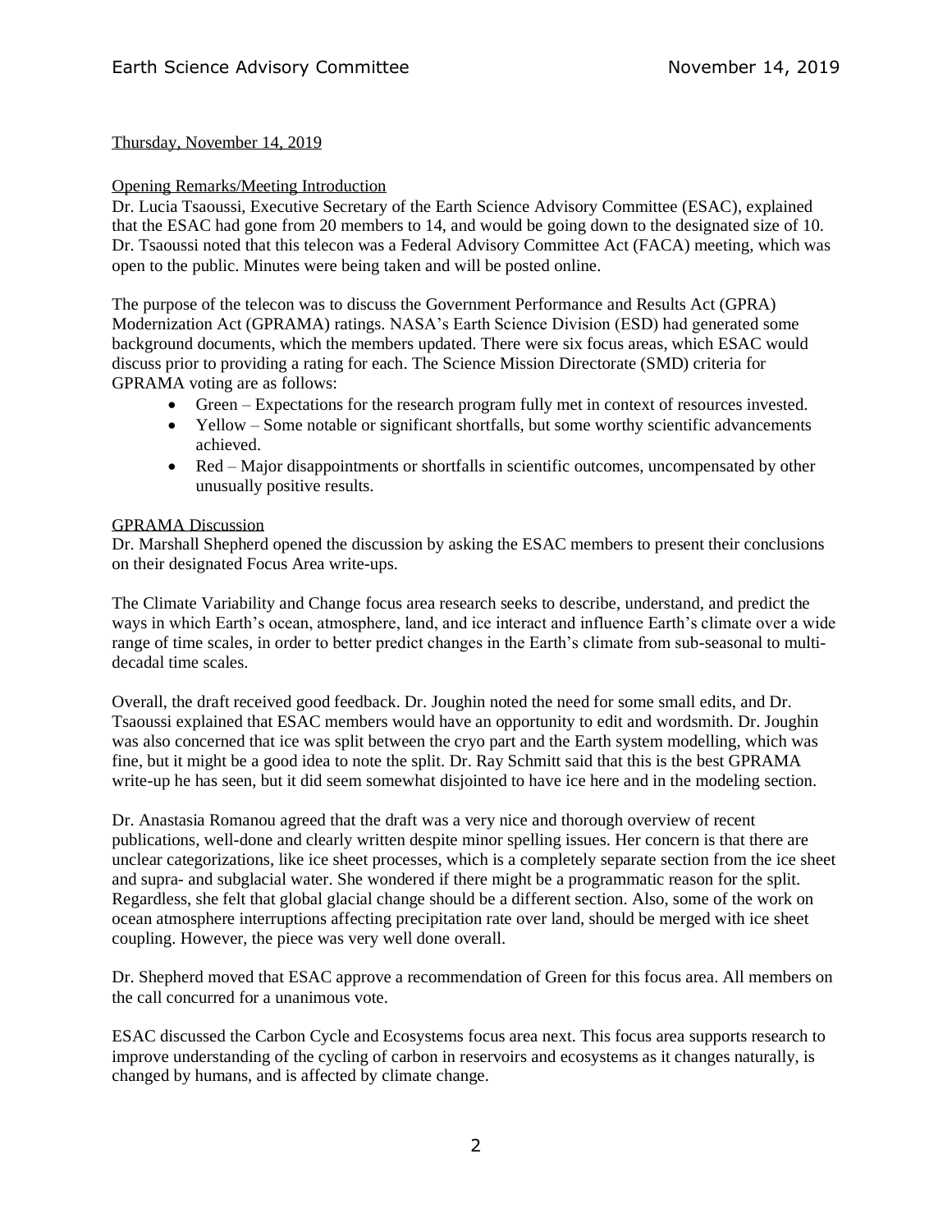Thursday, November 14, 2019

Opening Remarks/Meeting Introduction

Dr. Lucia Tsaoussi, Executive Secretary of the Earth Science Advisory Committee (ESAC), explained that the ESAC had gone from 20 members to 14, and would be going down to the designated size of 10. Dr. Tsaoussi noted that this telecon was a Federal Advisory Committee Act (FACA) meeting, which was open to the public. Minutes were being taken and will be posted online.

The purpose of the telecon was to discuss the Government Performance and Results Act (GPRA) Modernization Act (GPRAMA) ratings. NASA's Earth Science Division (ESD) had generated some background documents, which the members updated. There were six focus areas, which ESAC would discuss prior to providing a rating for each. The Science Mission Directorate (SMD) criteria for GPRAMA voting are as follows:

- Green – Expectations for the research program fully met in context of resources invested.
- Yellow – Some notable or significant shortfalls, but some worthy scientific advancements achieved.
- Red – Major disappointments or shortfalls in scientific outcomes, uncompensated by other unusually positive results.

GPRAMA Discussion

Dr. Marshall Shepherd opened the discussion by asking the ESAC members to present their conclusions on their designated Focus Area write-ups.

The Climate Variability and Change focus area research seeks to describe, understand, and predict the ways in which Earth's ocean, atmosphere, land, and ice interact and influence Earth's climate over a wide range of time scales, in order to better predict changes in the Earth's climate from sub-seasonal to multi-decadal time scales.

Overall, the draft received good feedback. Dr. Joughin noted the need for some small edits, and Dr. Tsaoussi explained that ESAC members would have an opportunity to edit and wordsmith. Dr. Joughin was also concerned that ice was split between the cryo part and the Earth system modelling, which was fine, but it might be a good idea to note the split. Dr. Ray Schmitt said that this is the best GPRAMA write-up he has seen, but it did seem somewhat disjointed to have ice here and in the modeling section.

Dr. Anastasia Romanou agreed that the draft was a very nice and thorough overview of recent publications, well-done and clearly written despite minor spelling issues. Her concern is that there are unclear categorizations, like ice sheet processes, which is a completely separate section from the ice sheet and supra- and subglacial water. She wondered if there might be a programmatic reason for the split. Regardless, she felt that global glacial change should be a different section. Also, some of the work on ocean atmosphere interruptions affecting precipitation rate over land, should be merged with ice sheet coupling. However, the piece was very well done overall.

Dr. Shepherd moved that ESAC approve a recommendation of Green for this focus area. All members on the call concurred for a unanimous vote.

ESAC discussed the Carbon Cycle and Ecosystems focus area next. This focus area supports research to improve understanding of the cycling of carbon in reservoirs and ecosystems as it changes naturally, is changed by humans, and is affected by climate change.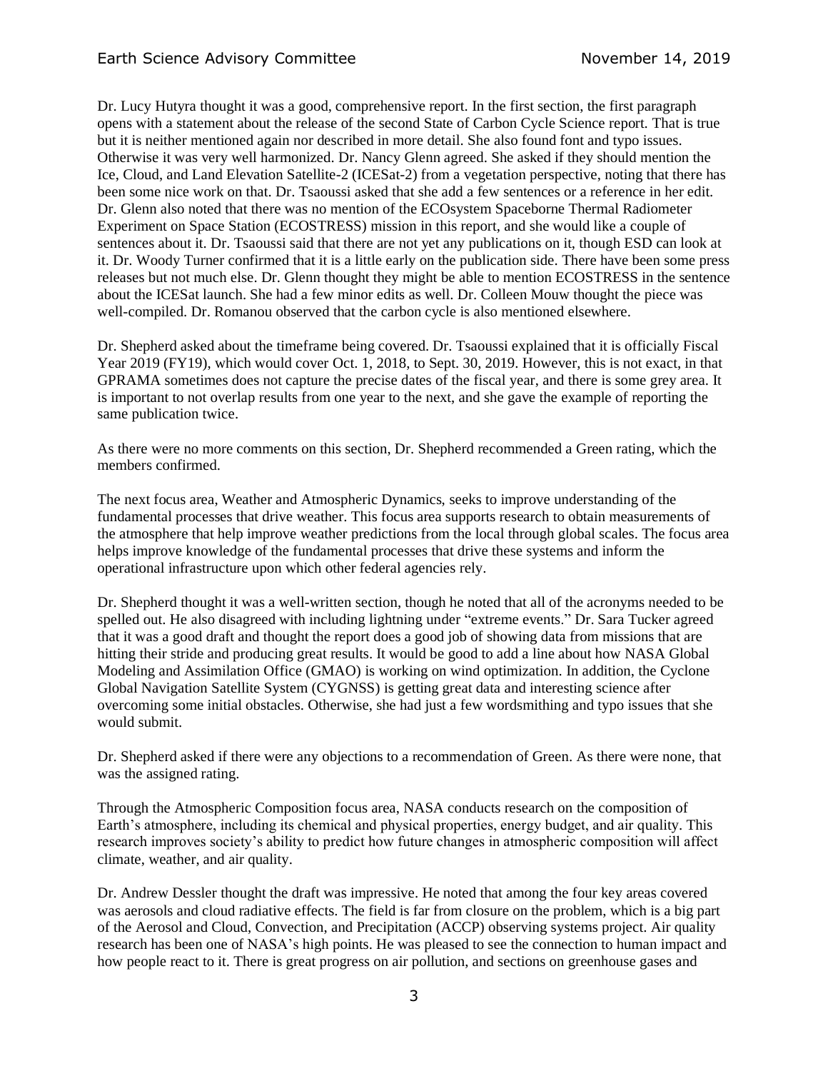Dr. Lucy Hutyra thought it was a good, comprehensive report. In the first section, the first paragraph opens with a statement about the release of the second State of Carbon Cycle Science report. That is true but it is neither mentioned again nor described in more detail. She also found font and typo issues. Otherwise it was very well harmonized. Dr. Nancy Glenn agreed. She asked if they should mention the Ice, Cloud, and Land Elevation Satellite-2 (ICESat-2) from a vegetation perspective, noting that there has been some nice work on that. Dr. Tsaoussi asked that she add a few sentences or a reference in her edit. Dr. Glenn also noted that there was no mention of the ECOsystem Spaceborne Thermal Radiometer Experiment on Space Station (ECOSTRESS) mission in this report, and she would like a couple of sentences about it. Dr. Tsaoussi said that there are not yet any publications on it, though ESD can look at it. Dr. Woody Turner confirmed that it is a little early on the publication side. There have been some press releases but not much else. Dr. Glenn thought they might be able to mention ECOSTRESS in the sentence about the ICESat launch. She had a few minor edits as well. Dr. Colleen Mouw thought the piece was well-compiled. Dr. Romanou observed that the carbon cycle is also mentioned elsewhere.

Dr. Shepherd asked about the timeframe being covered. Dr. Tsaoussi explained that it is officially Fiscal Year 2019 (FY19), which would cover Oct. 1, 2018, to Sept. 30, 2019. However, this is not exact, in that GPRAMA sometimes does not capture the precise dates of the fiscal year, and there is some grey area. It is important to not overlap results from one year to the next, and she gave the example of reporting the same publication twice.

As there were no more comments on this section, Dr. Shepherd recommended a Green rating, which the members confirmed.

The next focus area, Weather and Atmospheric Dynamics, seeks to improve understanding of the fundamental processes that drive weather. This focus area supports research to obtain measurements of the atmosphere that help improve weather predictions from the local through global scales. The focus area helps improve knowledge of the fundamental processes that drive these systems and inform the operational infrastructure upon which other federal agencies rely.

Dr. Shepherd thought it was a well-written section, though he noted that all of the acronyms needed to be spelled out. He also disagreed with including lightning under "extreme events." Dr. Sara Tucker agreed that it was a good draft and thought the report does a good job of showing data from missions that are hitting their stride and producing great results. It would be good to add a line about how NASA Global Modeling and Assimilation Office (GMAO) is working on wind optimization. In addition, the Cyclone Global Navigation Satellite System (CYGNSS) is getting great data and interesting science after overcoming some initial obstacles. Otherwise, she had just a few wordsmithing and typo issues that she would submit.

Dr. Shepherd asked if there were any objections to a recommendation of Green. As there were none, that was the assigned rating.

Through the Atmospheric Composition focus area, NASA conducts research on the composition of Earth's atmosphere, including its chemical and physical properties, energy budget, and air quality. This research improves society's ability to predict how future changes in atmospheric composition will affect climate, weather, and air quality.

Dr. Andrew Dessler thought the draft was impressive. He noted that among the four key areas covered was aerosols and cloud radiative effects. The field is far from closure on the problem, which is a big part of the Aerosol and Cloud, Convection, and Precipitation (ACCP) observing systems project. Air quality research has been one of NASA's high points. He was pleased to see the connection to human impact and how people react to it. There is great progress on air pollution, and sections on greenhouse gases and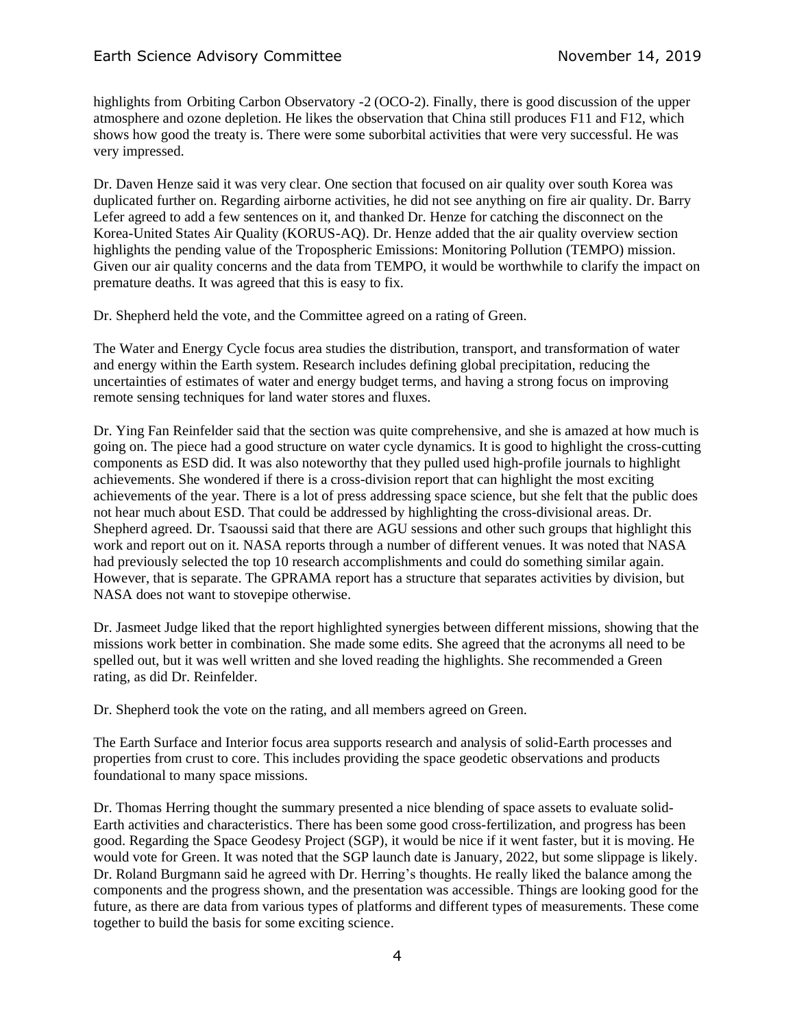highlights from Orbiting Carbon Observatory -2 (OCO-2). Finally, there is good discussion of the upper atmosphere and ozone depletion. He likes the observation that China still produces F11 and F12, which shows how good the treaty is. There were some suborbital activities that were very successful. He was very impressed.

Dr. Daven Henze said it was very clear. One section that focused on air quality over south Korea was duplicated further on. Regarding airborne activities, he did not see anything on fire air quality. Dr. Barry Lefer agreed to add a few sentences on it, and thanked Dr. Henze for catching the disconnect on the Korea-United States Air Quality (KORUS-AQ). Dr. Henze added that the air quality overview section highlights the pending value of the Tropospheric Emissions: Monitoring Pollution (TEMPO) mission. Given our air quality concerns and the data from TEMPO, it would be worthwhile to clarify the impact on premature deaths. It was agreed that this is easy to fix.

Dr. Shepherd held the vote, and the Committee agreed on a rating of Green.

The Water and Energy Cycle focus area studies the distribution, transport, and transformation of water and energy within the Earth system. Research includes defining global precipitation, reducing the uncertainties of estimates of water and energy budget terms, and having a strong focus on improving remote sensing techniques for land water stores and fluxes.

Dr. Ying Fan Reinfelder said that the section was quite comprehensive, and she is amazed at how much is going on. The piece had a good structure on water cycle dynamics. It is good to highlight the cross-cutting components as ESD did. It was also noteworthy that they pulled used high-profile journals to highlight achievements. She wondered if there is a cross-division report that can highlight the most exciting achievements of the year. There is a lot of press addressing space science, but she felt that the public does not hear much about ESD. That could be addressed by highlighting the cross-divisional areas. Dr. Shepherd agreed. Dr. Tsaoussi said that there are AGU sessions and other such groups that highlight this work and report out on it. NASA reports through a number of different venues. It was noted that NASA had previously selected the top 10 research accomplishments and could do something similar again. However, that is separate. The GPRAMA report has a structure that separates activities by division, but NASA does not want to stovepipe otherwise.

Dr. Jasmeet Judge liked that the report highlighted synergies between different missions, showing that the missions work better in combination. She made some edits. She agreed that the acronyms all need to be spelled out, but it was well written and she loved reading the highlights. She recommended a Green rating, as did Dr. Reinfelder.

Dr. Shepherd took the vote on the rating, and all members agreed on Green.

The Earth Surface and Interior focus area supports research and analysis of solid-Earth processes and properties from crust to core. This includes providing the space geodetic observations and products foundational to many space missions.

Dr. Thomas Herring thought the summary presented a nice blending of space assets to evaluate solid-Earth activities and characteristics. There has been some good cross-fertilization, and progress has been good. Regarding the Space Geodesy Project (SGP), it would be nice if it went faster, but it is moving. He would vote for Green. It was noted that the SGP launch date is January, 2022, but some slippage is likely. Dr. Roland Burgmann said he agreed with Dr. Herring's thoughts. He really liked the balance among the components and the progress shown, and the presentation was accessible. Things are looking good for the future, as there are data from various types of platforms and different types of measurements. These come together to build the basis for some exciting science.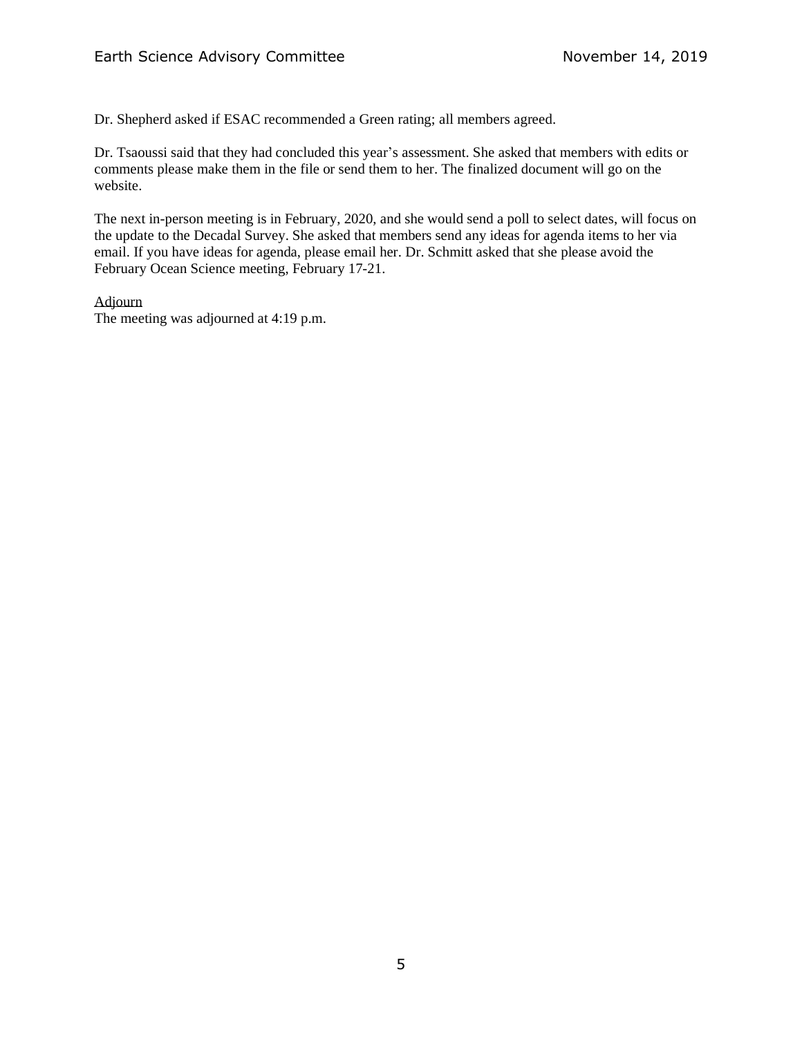Dr. Shepherd asked if ESAC recommended a Green rating; all members agreed.

Dr. Tsaoussi said that they had concluded this year's assessment. She asked that members with edits or comments please make them in the file or send them to her. The finalized document will go on the website.

The next in-person meeting is in February, 2020, and she would send a poll to select dates, will focus on the update to the Decadal Survey. She asked that members send any ideas for agenda items to her via email. If you have ideas for agenda, please email her. Dr. Schmitt asked that she please avoid the February Ocean Science meeting, February 17-21.

Adjourn

The meeting was adjourned at 4:19 p.m.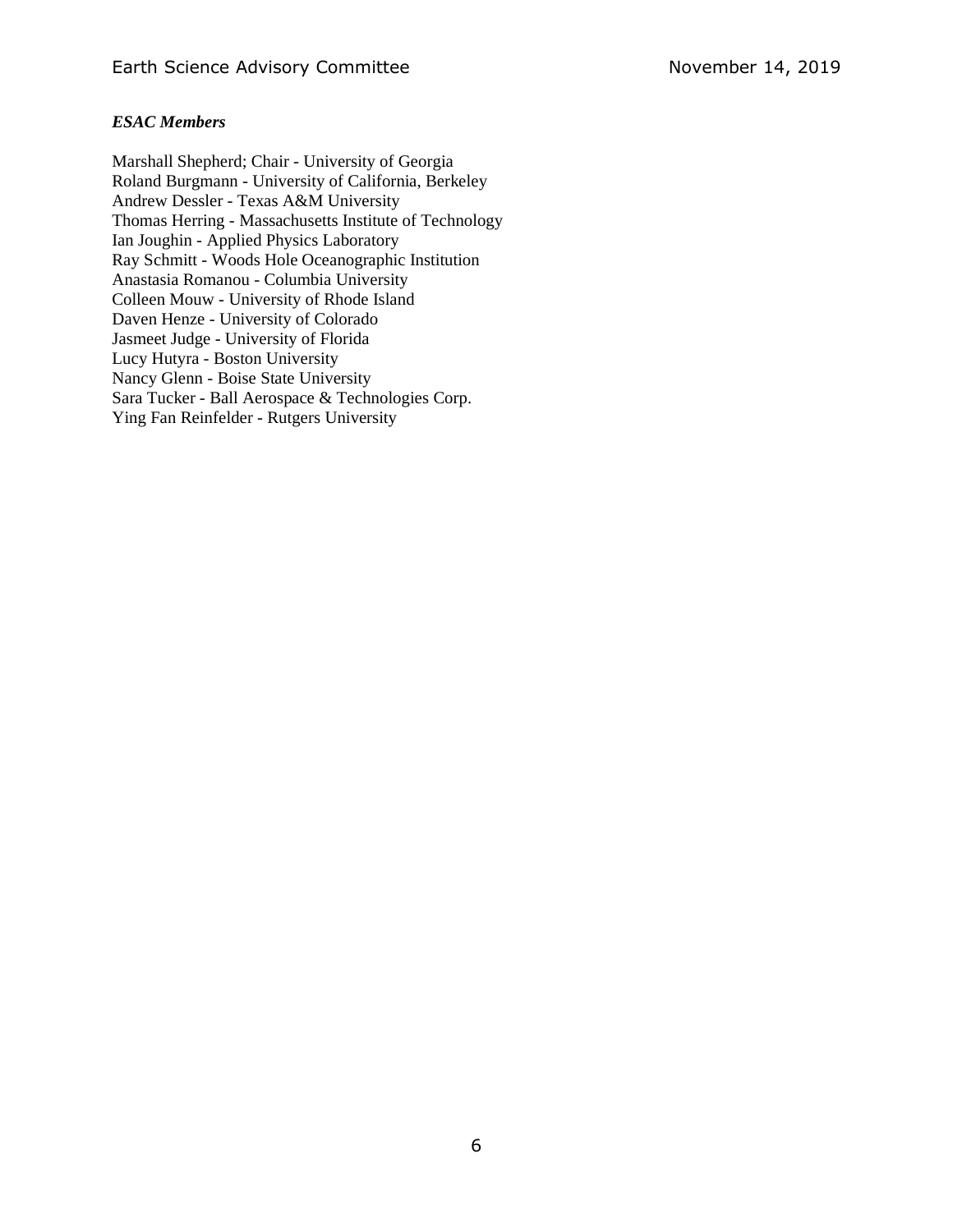***ESAC Members***

Marshall Shepherd; Chair - University of Georgia
Roland Burgmann - University of California, Berkeley
Andrew Dessler - Texas A&M University
Thomas Herring - Massachusetts Institute of Technology
Ian Joughin - Applied Physics Laboratory
Ray Schmitt - Woods Hole Oceanographic Institution
Anastasia Romanou - Columbia University
Colleen Mouw - University of Rhode Island
Daven Henze - University of Colorado
Jasmeet Judge - University of Florida
Lucy Hutyra - Boston University
Nancy Glenn - Boise State University
Sara Tucker - Ball Aerospace & Technologies Corp.
Ying Fan Reinfelder - Rutgers University